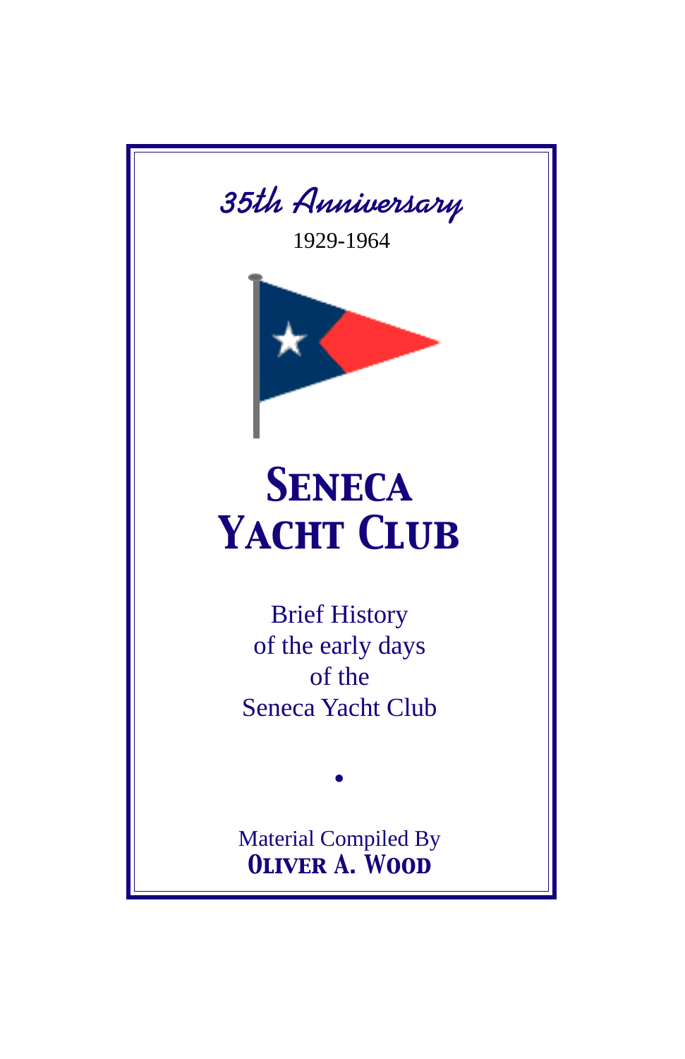*35th Anniversary*

1929-1964

# Seneca Yacht Club

Brief History
of the early days
of the
Seneca Yacht Club

•

Material Compiled By
**Oliver A. Wood**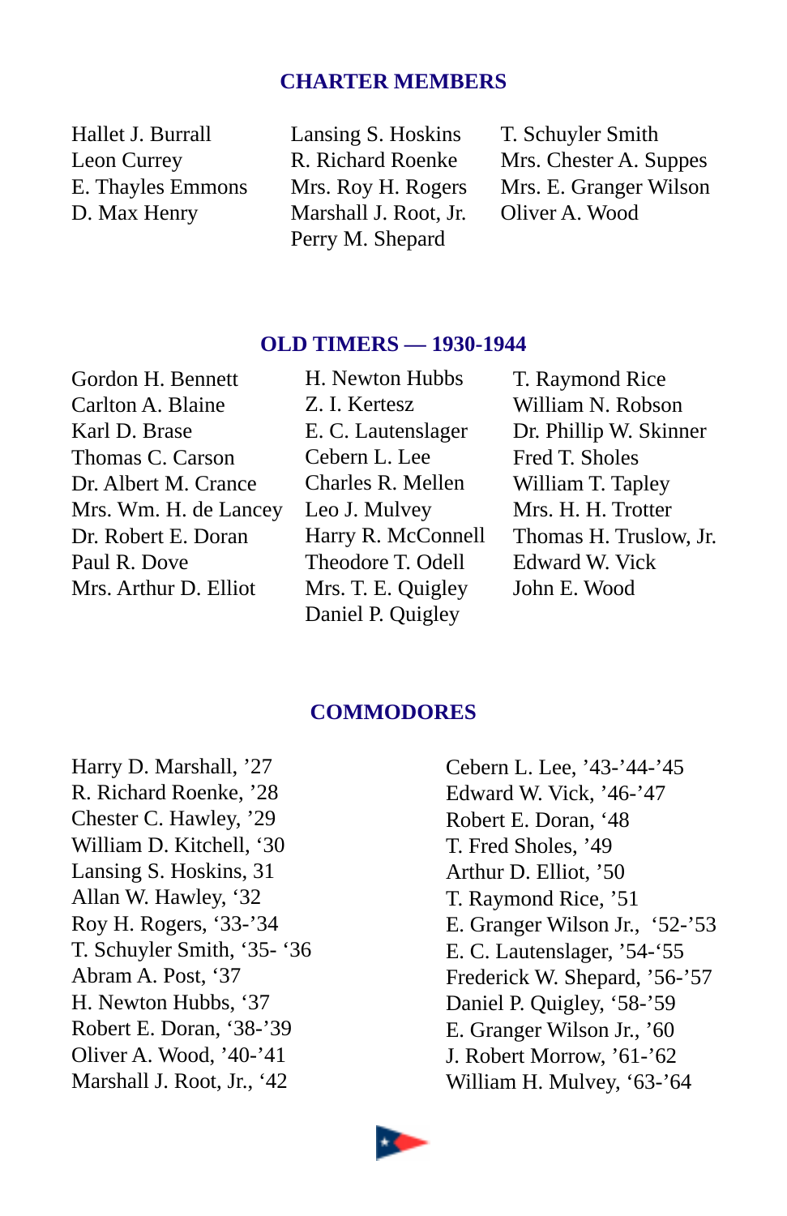## CHARTER MEMBERS

Hallet J. Burrall
Leon Currey
E. Thayles Emmons
D. Max Henry
Lansing S. Hoskins
R. Richard Roenke
Mrs. Roy H. Rogers
Marshall J. Root, Jr.
Perry M. Shepard
T. Schuyler Smith
Mrs. Chester A. Suppes
Mrs. E. Granger Wilson
Oliver A. Wood

## OLD TIMERS — 1930-1944

Gordon H. Bennett
Carlton A. Blaine
Karl D. Brase
Thomas C. Carson
Dr. Albert M. Crance
Mrs. Wm. H. de Lancey
Dr. Robert E. Doran
Paul R. Dove
Mrs. Arthur D. Elliot
H. Newton Hubbs
Z. I. Kertesz
E. C. Lautenslager
Cebern L. Lee
Charles R. Mellen
Leo J. Mulvey
Harry R. McConnell
Theodore T. Odell
Mrs. T. E. Quigley
Daniel P. Quigley
T. Raymond Rice
William N. Robson
Dr. Phillip W. Skinner
Fred T. Sholes
William T. Tapley
Mrs. H. H. Trotter
Thomas H. Truslow, Jr.
Edward W. Vick
John E. Wood

## COMMODORES

Harry D. Marshall, '27
R. Richard Roenke, '28
Chester C. Hawley, '29
William D. Kitchell, '30
Lansing S. Hoskins, 31
Allan W. Hawley, '32
Roy H. Rogers, '33-'34
T. Schuyler Smith, '35- '36
Abram A. Post, '37
H. Newton Hubbs, '37
Robert E. Doran, '38-'39
Oliver A. Wood, '40-'41
Marshall J. Root, Jr., '42
Cebern L. Lee, '43-'44-'45
Edward W. Vick, '46-'47
Robert E. Doran, '48
T. Fred Sholes, '49
Arthur D. Elliot, '50
T. Raymond Rice, '51
E. Granger Wilson Jr., '52-'53
E. C. Lautenslager, '54-'55
Frederick W. Shepard, '56-'57
Daniel P. Quigley, '58-'59
E. Granger Wilson Jr., '60
J. Robert Morrow, '61-'62
William H. Mulvey, '63-'64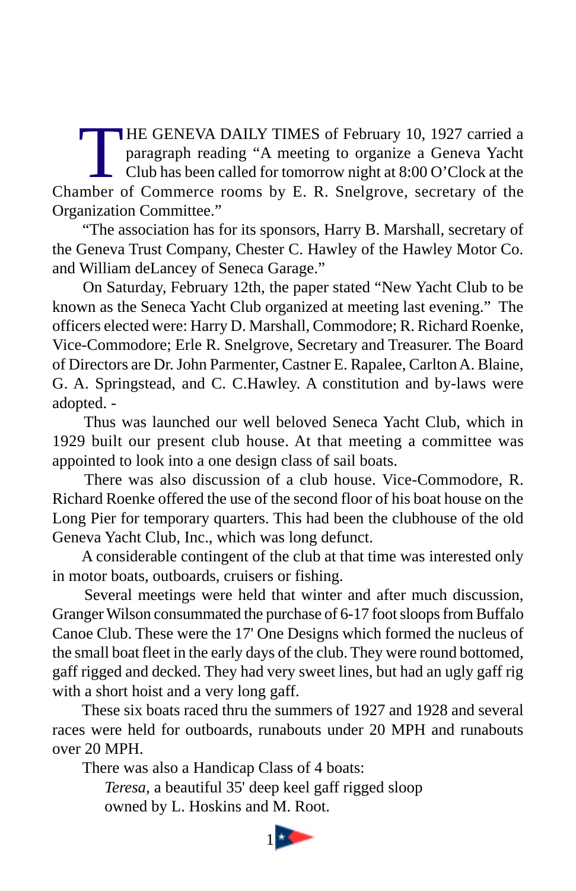THE GENEVA DAILY TIMES of February 10, 1927 carried a paragraph reading "A meeting to organize a Geneva Yacht Club has been called for tomorrow night at 8:00 O'Clock at the Chamber of Commerce rooms by E. R. Snelgrove, secretary of the Organization Committee."

"The association has for its sponsors, Harry B. Marshall, secretary of the Geneva Trust Company, Chester C. Hawley of the Hawley Motor Co. and William deLancey of Seneca Garage."

On Saturday, February 12th, the paper stated "New Yacht Club to be known as the Seneca Yacht Club organized at meeting last evening." The officers elected were: Harry D. Marshall, Commodore; R. Richard Roenke, Vice-Commodore; Erle R. Snelgrove, Secretary and Treasurer. The Board of Directors are Dr. John Parmenter, Castner E. Rapalee, Carlton A. Blaine, G. A. Springstead, and C. C.Hawley. A constitution and by-laws were adopted. -

Thus was launched our well beloved Seneca Yacht Club, which in 1929 built our present club house. At that meeting a committee was appointed to look into a one design class of sail boats.

There was also discussion of a club house. Vice-Commodore, R. Richard Roenke offered the use of the second floor of his boat house on the Long Pier for temporary quarters. This had been the clubhouse of the old Geneva Yacht Club, Inc., which was long defunct.

A considerable contingent of the club at that time was interested only in motor boats, outboards, cruisers or fishing.

Several meetings were held that winter and after much discussion, Granger Wilson consummated the purchase of 6-17 foot sloops from Buffalo Canoe Club. These were the 17' One Designs which formed the nucleus of the small boat fleet in the early days of the club. They were round bottomed, gaff rigged and decked. They had very sweet lines, but had an ugly gaff rig with a short hoist and a very long gaff.

These six boats raced thru the summers of 1927 and 1928 and several races were held for outboards, runabouts under 20 MPH and runabouts over 20 MPH.

There was also a Handicap Class of 4 boats:

*Teresa,* a beautiful 35' deep keel gaff rigged sloop owned by L. Hoskins and M. Root.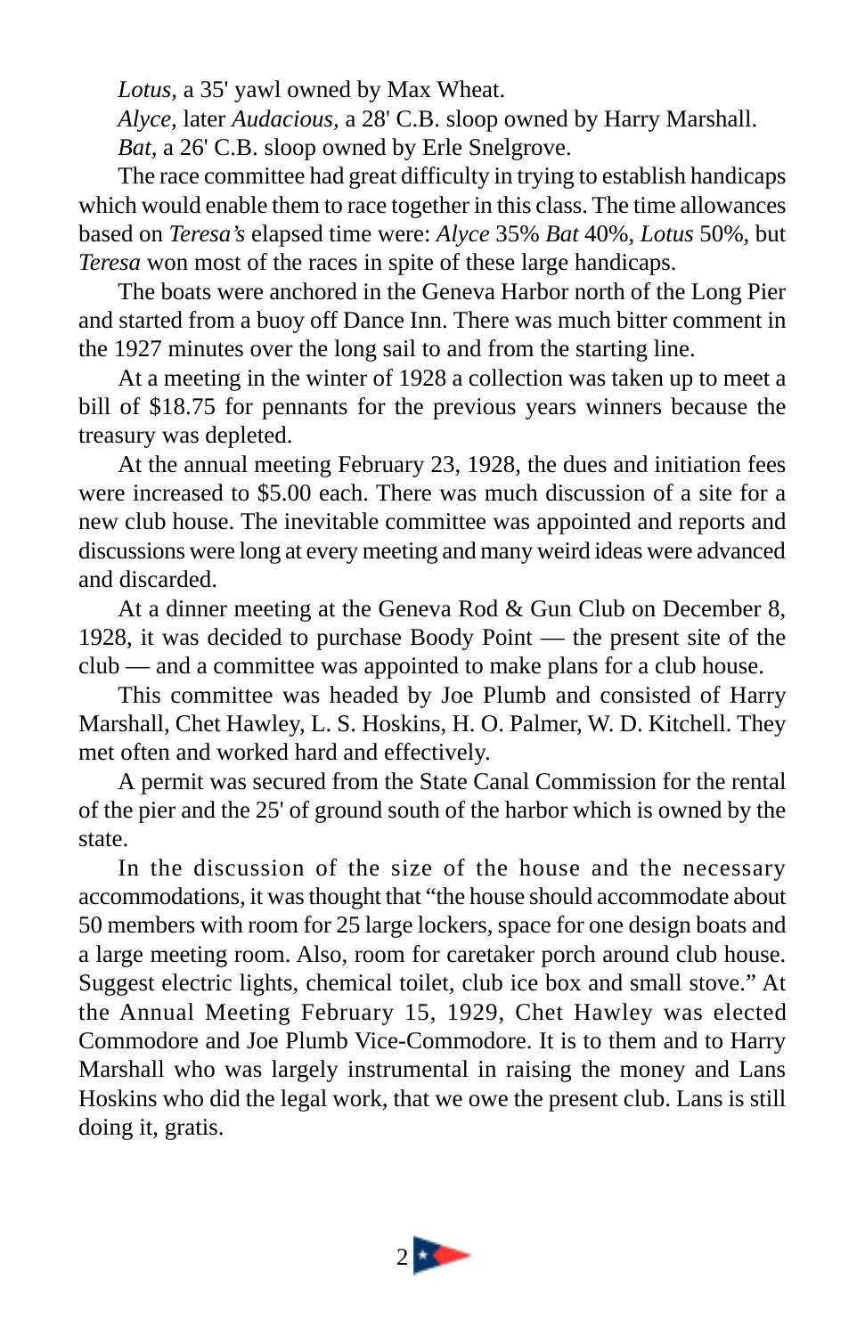*Lotus,* a 35' yawl owned by Max Wheat.

*Alyce,* later *Audacious,* a 28' C.B. sloop owned by Harry Marshall.

*Bat,* a 26' C.B. sloop owned by Erle Snelgrove.

The race committee had great difficulty in trying to establish handicaps which would enable them to race together in this class. The time allowances based on *Teresa's* elapsed time were: *Alyce* 35% *Bat* 40%, *Lotus* 50%, but *Teresa* won most of the races in spite of these large handicaps.

The boats were anchored in the Geneva Harbor north of the Long Pier and started from a buoy off Dance Inn. There was much bitter comment in the 1927 minutes over the long sail to and from the starting line.

At a meeting in the winter of 1928 a collection was taken up to meet a bill of $18.75 for pennants for the previous years winners because the treasury was depleted.

At the annual meeting February 23, 1928, the dues and initiation fees were increased to $5.00 each. There was much discussion of a site for a new club house. The inevitable committee was appointed and reports and discussions were long at every meeting and many weird ideas were advanced and discarded.

At a dinner meeting at the Geneva Rod & Gun Club on December 8, 1928, it was decided to purchase Boody Point — the present site of the club — and a committee was appointed to make plans for a club house.

This committee was headed by Joe Plumb and consisted of Harry Marshall, Chet Hawley, L. S. Hoskins, H. O. Palmer, W. D. Kitchell. They met often and worked hard and effectively.

A permit was secured from the State Canal Commission for the rental of the pier and the 25' of ground south of the harbor which is owned by the state.

In the discussion of the size of the house and the necessary accommodations, it was thought that "the house should accommodate about 50 members with room for 25 large lockers, space for one design boats and a large meeting room. Also, room for caretaker porch around club house. Suggest electric lights, chemical toilet, club ice box and small stove." At the Annual Meeting February 15, 1929, Chet Hawley was elected Commodore and Joe Plumb Vice-Commodore. It is to them and to Harry Marshall who was largely instrumental in raising the money and Lans Hoskins who did the legal work, that we owe the present club. Lans is still doing it, gratis.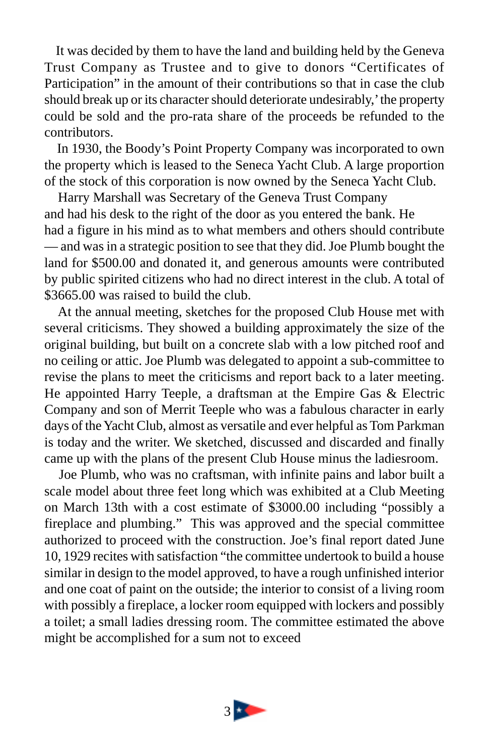It was decided by them to have the land and building held by the Geneva Trust Company as Trustee and to give to donors "Certificates of Participation" in the amount of their contributions so that in case the club should break up or its character should deteriorate undesirably,' the property could be sold and the pro-rata share of the proceeds be refunded to the contributors.

In 1930, the Boody's Point Property Company was incorporated to own the property which is leased to the Seneca Yacht Club. A large proportion of the stock of this corporation is now owned by the Seneca Yacht Club.

Harry Marshall was Secretary of the Geneva Trust Company and had his desk to the right of the door as you entered the bank. He had a figure in his mind as to what members and others should contribute — and was in a strategic position to see that they did. Joe Plumb bought the land for $500.00 and donated it, and generous amounts were contributed by public spirited citizens who had no direct interest in the club. A total of $3665.00 was raised to build the club.

At the annual meeting, sketches for the proposed Club House met with several criticisms. They showed a building approximately the size of the original building, but built on a concrete slab with a low pitched roof and no ceiling or attic. Joe Plumb was delegated to appoint a sub-committee to revise the plans to meet the criticisms and report back to a later meeting. He appointed Harry Teeple, a draftsman at the Empire Gas & Electric Company and son of Merrit Teeple who was a fabulous character in early days of the Yacht Club, almost as versatile and ever helpful as Tom Parkman is today and the writer. We sketched, discussed and discarded and finally came up with the plans of the present Club House minus the ladiesroom.

Joe Plumb, who was no craftsman, with infinite pains and labor built a scale model about three feet long which was exhibited at a Club Meeting on March 13th with a cost estimate of $3000.00 including "possibly a fireplace and plumbing." This was approved and the special committee authorized to proceed with the construction. Joe's final report dated June 10, 1929 recites with satisfaction "the committee undertook to build a house similar in design to the model approved, to have a rough unfinished interior and one coat of paint on the outside; the interior to consist of a living room with possibly a fireplace, a locker room equipped with lockers and possibly a toilet; a small ladies dressing room. The committee estimated the above might be accomplished for a sum not to exceed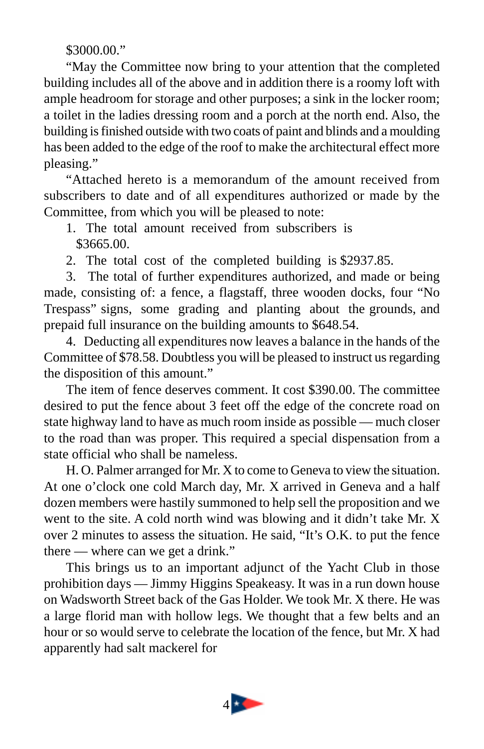$3000.00."

"May the Committee now bring to your attention that the completed building includes all of the above and in addition there is a roomy loft with ample headroom for storage and other purposes; a sink in the locker room; a toilet in the ladies dressing room and a porch at the north end. Also, the building is finished outside with two coats of paint and blinds and a moulding has been added to the edge of the roof to make the architectural effect more pleasing."

"Attached hereto is a memorandum of the amount received from subscribers to date and of all expenditures authorized or made by the Committee, from which you will be pleased to note:

1. The total amount received from subscribers is $3665.00.
2. The total cost of the completed building is $2937.85.
3. The total of further expenditures authorized, and made or being made, consisting of: a fence, a flagstaff, three wooden docks, four "No Trespass" signs, some grading and planting about the grounds, and prepaid full insurance on the building amounts to $648.54.
4. Deducting all expenditures now leaves a balance in the hands of the Committee of $78.58. Doubtless you will be pleased to instruct us regarding the disposition of this amount."

The item of fence deserves comment. It cost $390.00. The committee desired to put the fence about 3 feet off the edge of the concrete road on state highway land to have as much room inside as possible — much closer to the road than was proper. This required a special dispensation from a state official who shall be nameless.

H. O. Palmer arranged for Mr. X to come to Geneva to view the situation. At one o'clock one cold March day, Mr. X arrived in Geneva and a half dozen members were hastily summoned to help sell the proposition and we went to the site. A cold north wind was blowing and it didn't take Mr. X over 2 minutes to assess the situation. He said, "It's O.K. to put the fence there — where can we get a drink."

This brings us to an important adjunct of the Yacht Club in those prohibition days — Jimmy Higgins Speakeasy. It was in a run down house on Wadsworth Street back of the Gas Holder. We took Mr. X there. He was a large florid man with hollow legs. We thought that a few belts and an hour or so would serve to celebrate the location of the fence, but Mr. X had apparently had salt mackerel for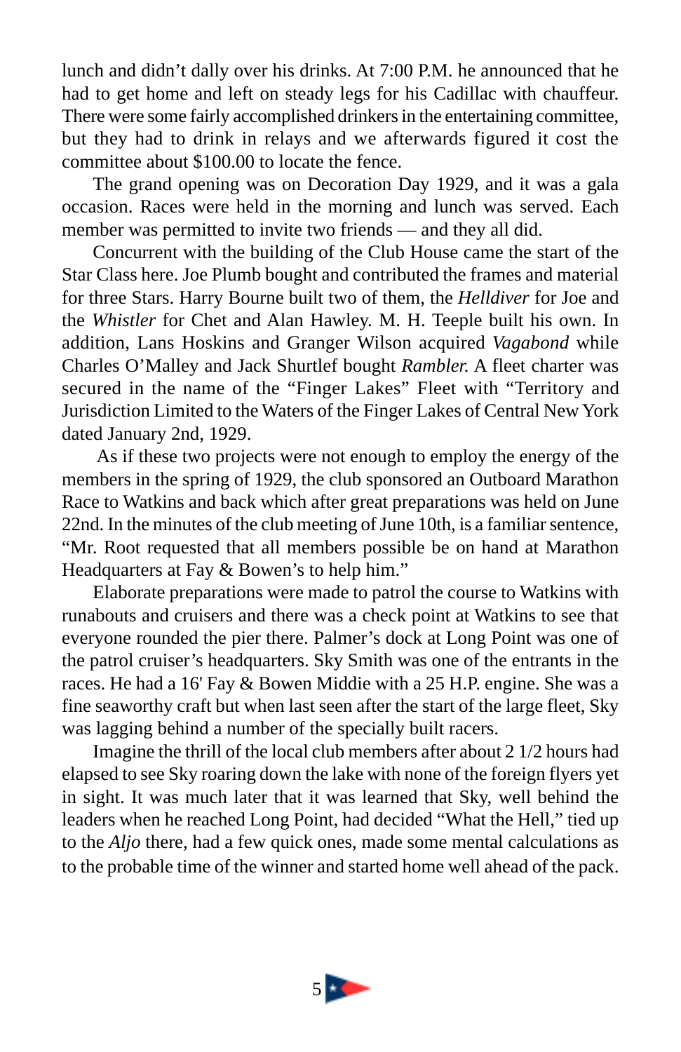lunch and didn't dally over his drinks. At 7:00 P.M. he announced that he had to get home and left on steady legs for his Cadillac with chauffeur. There were some fairly accomplished drinkers in the entertaining committee, but they had to drink in relays and we afterwards figured it cost the committee about $100.00 to locate the fence.

The grand opening was on Decoration Day 1929, and it was a gala occasion. Races were held in the morning and lunch was served. Each member was permitted to invite two friends — and they all did.

Concurrent with the building of the Club House came the start of the Star Class here. Joe Plumb bought and contributed the frames and material for three Stars. Harry Bourne built two of them, the *Helldiver* for Joe and the *Whistler* for Chet and Alan Hawley. M. H. Teeple built his own. In addition, Lans Hoskins and Granger Wilson acquired *Vagabond* while Charles O'Malley and Jack Shurtlef bought *Rambler.* A fleet charter was secured in the name of the "Finger Lakes" Fleet with "Territory and Jurisdiction Limited to the Waters of the Finger Lakes of Central New York dated January 2nd, 1929.

As if these two projects were not enough to employ the energy of the members in the spring of 1929, the club sponsored an Outboard Marathon Race to Watkins and back which after great preparations was held on June 22nd. In the minutes of the club meeting of June 10th, is a familiar sentence, "Mr. Root requested that all members possible be on hand at Marathon Headquarters at Fay & Bowen's to help him."

Elaborate preparations were made to patrol the course to Watkins with runabouts and cruisers and there was a check point at Watkins to see that everyone rounded the pier there. Palmer's dock at Long Point was one of the patrol cruiser's headquarters. Sky Smith was one of the entrants in the races. He had a 16' Fay & Bowen Middie with a 25 H.P. engine. She was a fine seaworthy craft but when last seen after the start of the large fleet, Sky was lagging behind a number of the specially built racers.

Imagine the thrill of the local club members after about 2 1/2 hours had elapsed to see Sky roaring down the lake with none of the foreign flyers yet in sight. It was much later that it was learned that Sky, well behind the leaders when he reached Long Point, had decided "What the Hell," tied up to the *Aljo* there, had a few quick ones, made some mental calculations as to the probable time of the winner and started home well ahead of the pack.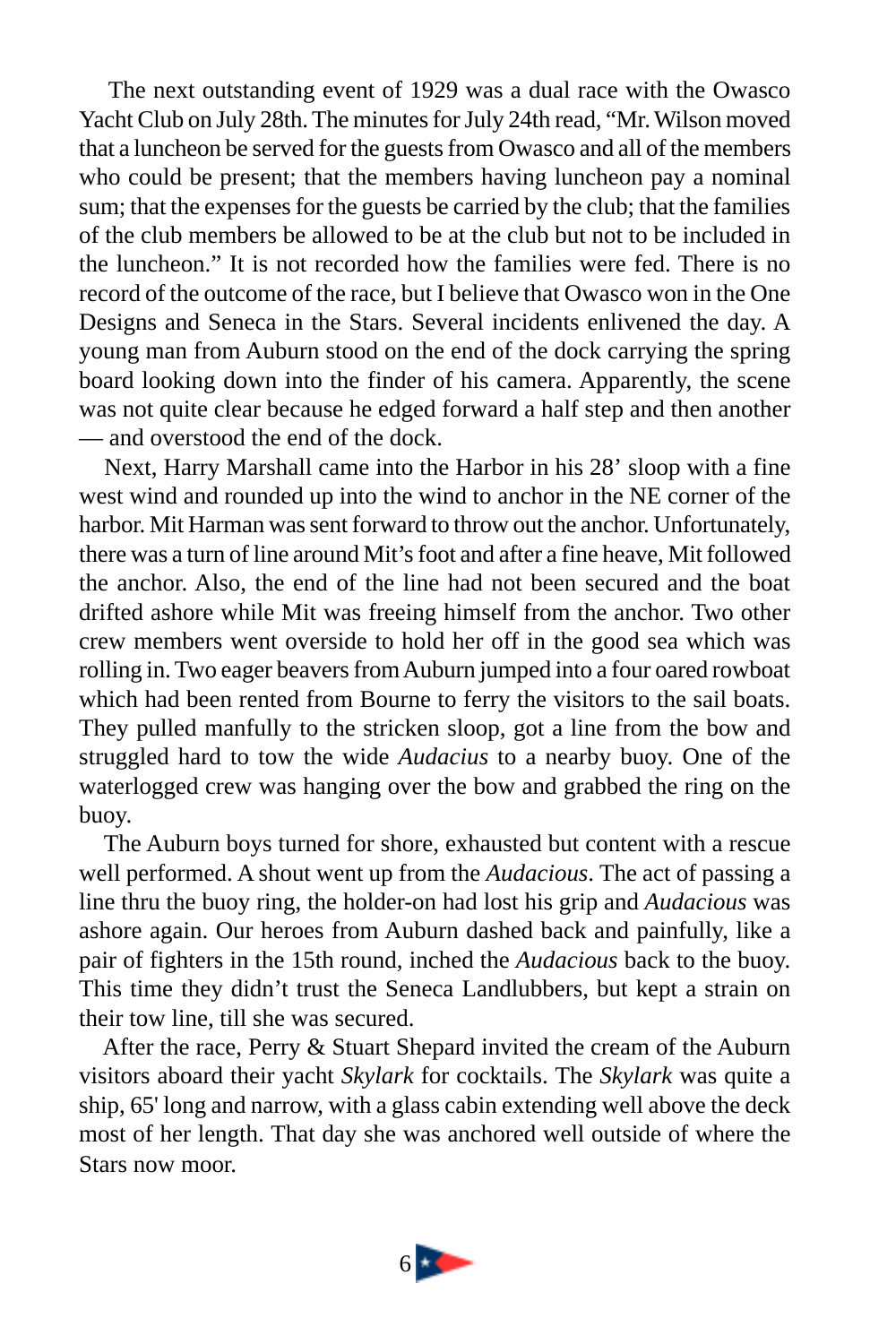The next outstanding event of 1929 was a dual race with the Owasco Yacht Club on July 28th. The minutes for July 24th read, "Mr. Wilson moved that a luncheon be served for the guests from Owasco and all of the members who could be present; that the members having luncheon pay a nominal sum; that the expenses for the guests be carried by the club; that the families of the club members be allowed to be at the club but not to be included in the luncheon." It is not recorded how the families were fed. There is no record of the outcome of the race, but I believe that Owasco won in the One Designs and Seneca in the Stars. Several incidents enlivened the day. A young man from Auburn stood on the end of the dock carrying the spring board looking down into the finder of his camera. Apparently, the scene was not quite clear because he edged forward a half step and then another — and overstood the end of the dock.

Next, Harry Marshall came into the Harbor in his 28' sloop with a fine west wind and rounded up into the wind to anchor in the NE corner of the harbor. Mit Harman was sent forward to throw out the anchor. Unfortunately, there was a turn of line around Mit's foot and after a fine heave, Mit followed the anchor. Also, the end of the line had not been secured and the boat drifted ashore while Mit was freeing himself from the anchor. Two other crew members went overside to hold her off in the good sea which was rolling in. Two eager beavers from Auburn jumped into a four oared rowboat which had been rented from Bourne to ferry the visitors to the sail boats. They pulled manfully to the stricken sloop, got a line from the bow and struggled hard to tow the wide *Audacius* to a nearby buoy. One of the waterlogged crew was hanging over the bow and grabbed the ring on the buoy.

The Auburn boys turned for shore, exhausted but content with a rescue well performed. A shout went up from the *Audacious*. The act of passing a line thru the buoy ring, the holder-on had lost his grip and *Audacious* was ashore again. Our heroes from Auburn dashed back and painfully, like a pair of fighters in the 15th round, inched the *Audacious* back to the buoy. This time they didn't trust the Seneca Landlubbers, but kept a strain on their tow line, till she was secured.

After the race, Perry & Stuart Shepard invited the cream of the Auburn visitors aboard their yacht *Skylark* for cocktails. The *Skylark* was quite a ship, 65' long and narrow, with a glass cabin extending well above the deck most of her length. That day she was anchored well outside of where the Stars now moor.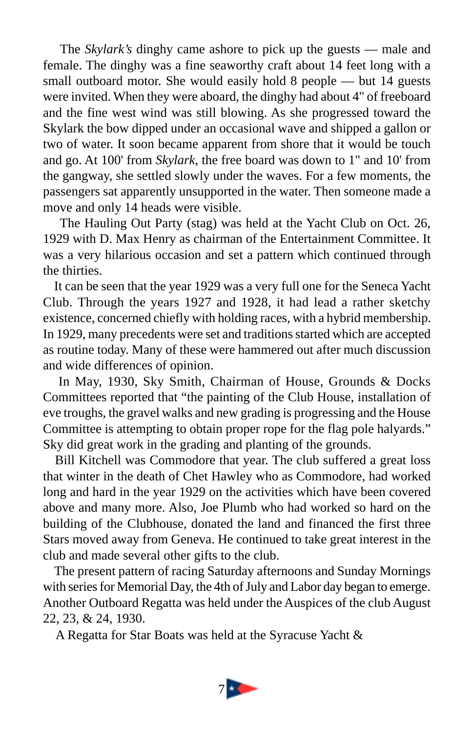The *Skylark's* dinghy came ashore to pick up the guests — male and female. The dinghy was a fine seaworthy craft about 14 feet long with a small outboard motor. She would easily hold 8 people — but 14 guests were invited. When they were aboard, the dinghy had about 4" of freeboard and the fine west wind was still blowing. As she progressed toward the Skylark the bow dipped under an occasional wave and shipped a gallon or two of water. It soon became apparent from shore that it would be touch and go. At 100' from *Skylark*, the free board was down to 1" and 10' from the gangway, she settled slowly under the waves. For a few moments, the passengers sat apparently unsupported in the water. Then someone made a move and only 14 heads were visible.

The Hauling Out Party (stag) was held at the Yacht Club on Oct. 26, 1929 with D. Max Henry as chairman of the Entertainment Committee. It was a very hilarious occasion and set a pattern which continued through the thirties.

It can be seen that the year 1929 was a very full one for the Seneca Yacht Club. Through the years 1927 and 1928, it had lead a rather sketchy existence, concerned chiefly with holding races, with a hybrid membership. In 1929, many precedents were set and traditions started which are accepted as routine today. Many of these were hammered out after much discussion and wide differences of opinion.

In May, 1930, Sky Smith, Chairman of House, Grounds & Docks Committees reported that "the painting of the Club House, installation of eve troughs, the gravel walks and new grading is progressing and the House Committee is attempting to obtain proper rope for the flag pole halyards." Sky did great work in the grading and planting of the grounds.

Bill Kitchell was Commodore that year. The club suffered a great loss that winter in the death of Chet Hawley who as Commodore, had worked long and hard in the year 1929 on the activities which have been covered above and many more. Also, Joe Plumb who had worked so hard on the building of the Clubhouse, donated the land and financed the first three Stars moved away from Geneva. He continued to take great interest in the club and made several other gifts to the club.

The present pattern of racing Saturday afternoons and Sunday Mornings with series for Memorial Day, the 4th of July and Labor day began to emerge. Another Outboard Regatta was held under the Auspices of the club August 22, 23, & 24, 1930.

A Regatta for Star Boats was held at the Syracuse Yacht &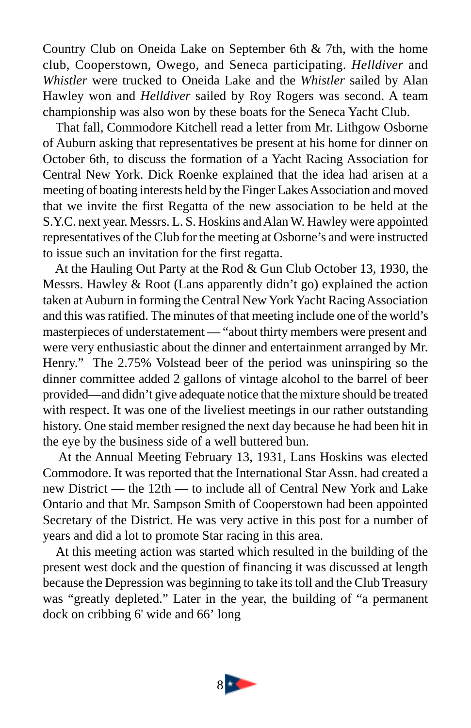Country Club on Oneida Lake on September 6th & 7th, with the home club, Cooperstown, Owego, and Seneca participating. *Helldiver* and *Whistler* were trucked to Oneida Lake and the *Whistler* sailed by Alan Hawley won and *Helldiver* sailed by Roy Rogers was second. A team championship was also won by these boats for the Seneca Yacht Club.

That fall, Commodore Kitchell read a letter from Mr. Lithgow Osborne of Auburn asking that representatives be present at his home for dinner on October 6th, to discuss the formation of a Yacht Racing Association for Central New York. Dick Roenke explained that the idea had arisen at a meeting of boating interests held by the Finger Lakes Association and moved that we invite the first Regatta of the new association to be held at the S.Y.C. next year. Messrs. L. S. Hoskins and Alan W. Hawley were appointed representatives of the Club for the meeting at Osborne's and were instructed to issue such an invitation for the first regatta.

At the Hauling Out Party at the Rod & Gun Club October 13, 1930, the Messrs. Hawley & Root (Lans apparently didn't go) explained the action taken at Auburn in forming the Central New York Yacht Racing Association and this was ratified. The minutes of that meeting include one of the world's masterpieces of understatement — "about thirty members were present and were very enthusiastic about the dinner and entertainment arranged by Mr. Henry." The 2.75% Volstead beer of the period was uninspiring so the dinner committee added 2 gallons of vintage alcohol to the barrel of beer provided—and didn't give adequate notice that the mixture should be treated with respect. It was one of the liveliest meetings in our rather outstanding history. One staid member resigned the next day because he had been hit in the eye by the business side of a well buttered bun.

At the Annual Meeting February 13, 1931, Lans Hoskins was elected Commodore. It was reported that the International Star Assn. had created a new District — the 12th — to include all of Central New York and Lake Ontario and that Mr. Sampson Smith of Cooperstown had been appointed Secretary of the District. He was very active in this post for a number of years and did a lot to promote Star racing in this area.

At this meeting action was started which resulted in the building of the present west dock and the question of financing it was discussed at length because the Depression was beginning to take its toll and the Club Treasury was "greatly depleted." Later in the year, the building of "a permanent dock on cribbing 6' wide and 66' long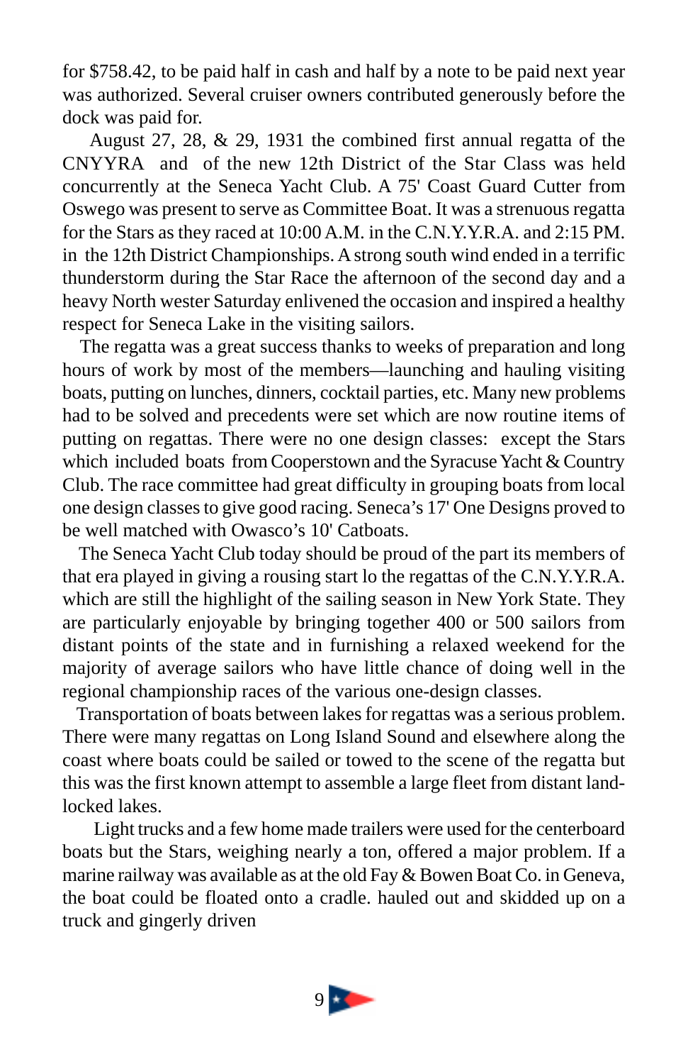for $758.42, to be paid half in cash and half by a note to be paid next year was authorized. Several cruiser owners contributed generously before the dock was paid for.

August 27, 28, & 29, 1931 the combined first annual regatta of the CNYYRA and of the new 12th District of the Star Class was held concurrently at the Seneca Yacht Club. A 75' Coast Guard Cutter from Oswego was present to serve as Committee Boat. It was a strenuous regatta for the Stars as they raced at 10:00 A.M. in the C.N.Y.Y.R.A. and 2:15 PM. in the 12th District Championships. A strong south wind ended in a terrific thunderstorm during the Star Race the afternoon of the second day and a heavy North wester Saturday enlivened the occasion and inspired a healthy respect for Seneca Lake in the visiting sailors.

The regatta was a great success thanks to weeks of preparation and long hours of work by most of the members—launching and hauling visiting boats, putting on lunches, dinners, cocktail parties, etc. Many new problems had to be solved and precedents were set which are now routine items of putting on regattas. There were no one design classes: except the Stars which included boats from Cooperstown and the Syracuse Yacht & Country Club. The race committee had great difficulty in grouping boats from local one design classes to give good racing. Seneca's 17' One Designs proved to be well matched with Owasco's 10' Catboats.

The Seneca Yacht Club today should be proud of the part its members of that era played in giving a rousing start lo the regattas of the C.N.Y.Y.R.A. which are still the highlight of the sailing season in New York State. They are particularly enjoyable by bringing together 400 or 500 sailors from distant points of the state and in furnishing a relaxed weekend for the majority of average sailors who have little chance of doing well in the regional championship races of the various one-design classes.

Transportation of boats between lakes for regattas was a serious problem. There were many regattas on Long Island Sound and elsewhere along the coast where boats could be sailed or towed to the scene of the regatta but this was the first known attempt to assemble a large fleet from distant land-locked lakes.

Light trucks and a few home made trailers were used for the centerboard boats but the Stars, weighing nearly a ton, offered a major problem. If a marine railway was available as at the old Fay & Bowen Boat Co. in Geneva, the boat could be floated onto a cradle. hauled out and skidded up on a truck and gingerly driven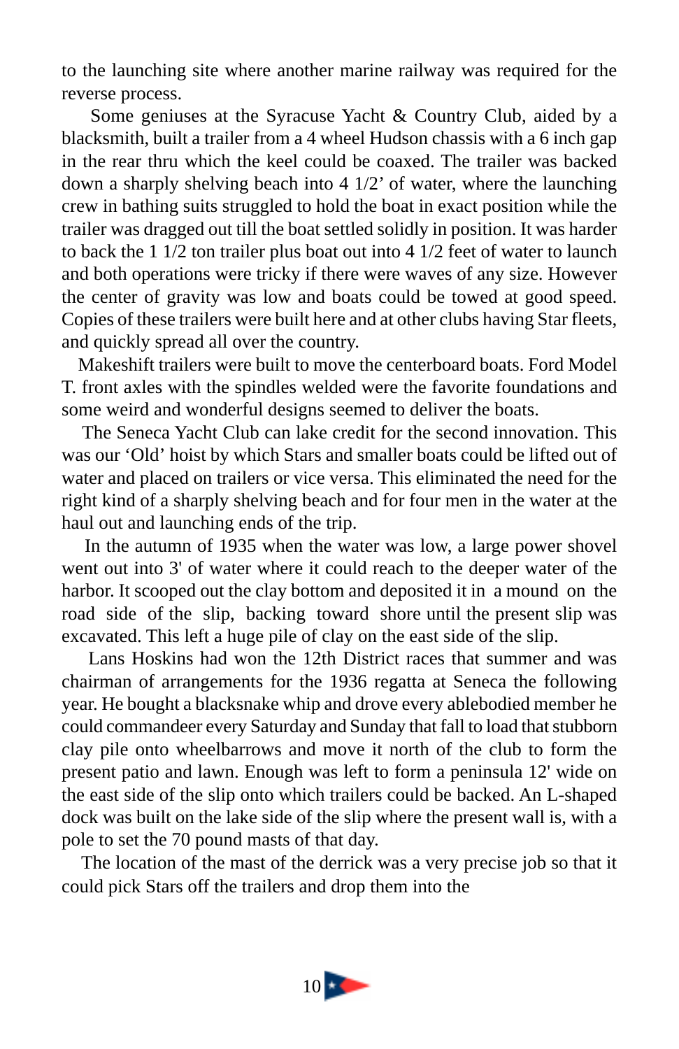to the launching site where another marine railway was required for the reverse process.

Some geniuses at the Syracuse Yacht & Country Club, aided by a blacksmith, built a trailer from a 4 wheel Hudson chassis with a 6 inch gap in the rear thru which the keel could be coaxed. The trailer was backed down a sharply shelving beach into 4 1/2' of water, where the launching crew in bathing suits struggled to hold the boat in exact position while the trailer was dragged out till the boat settled solidly in position. It was harder to back the 1 1/2 ton trailer plus boat out into 4 1/2 feet of water to launch and both operations were tricky if there were waves of any size. However the center of gravity was low and boats could be towed at good speed. Copies of these trailers were built here and at other clubs having Star fleets, and quickly spread all over the country.

Makeshift trailers were built to move the centerboard boats. Ford Model T. front axles with the spindles welded were the favorite foundations and some weird and wonderful designs seemed to deliver the boats.

The Seneca Yacht Club can lake credit for the second innovation. This was our 'Old' hoist by which Stars and smaller boats could be lifted out of water and placed on trailers or vice versa. This eliminated the need for the right kind of a sharply shelving beach and for four men in the water at the haul out and launching ends of the trip.

In the autumn of 1935 when the water was low, a large power shovel went out into 3' of water where it could reach to the deeper water of the harbor. It scooped out the clay bottom and deposited it in a mound on the road side of the slip, backing toward shore until the present slip was excavated. This left a huge pile of clay on the east side of the slip.

Lans Hoskins had won the 12th District races that summer and was chairman of arrangements for the 1936 regatta at Seneca the following year. He bought a blacksnake whip and drove every ablebodied member he could commandeer every Saturday and Sunday that fall to load that stubborn clay pile onto wheelbarrows and move it north of the club to form the present patio and lawn. Enough was left to form a peninsula 12' wide on the east side of the slip onto which trailers could be backed. An L-shaped dock was built on the lake side of the slip where the present wall is, with a pole to set the 70 pound masts of that day.

The location of the mast of the derrick was a very precise job so that it could pick Stars off the trailers and drop them into the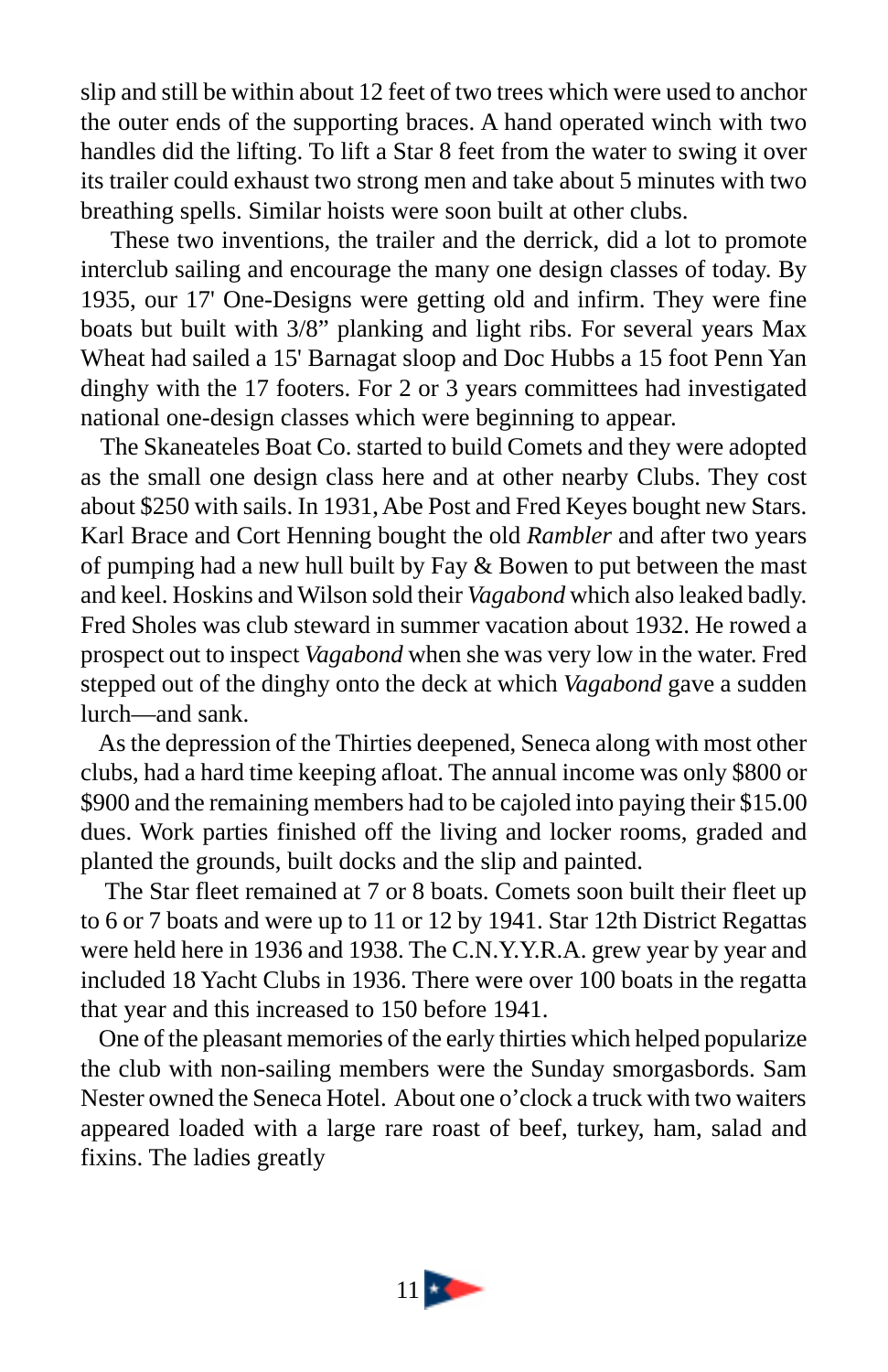slip and still be within about 12 feet of two trees which were used to anchor the outer ends of the supporting braces. A hand operated winch with two handles did the lifting. To lift a Star 8 feet from the water to swing it over its trailer could exhaust two strong men and take about 5 minutes with two breathing spells. Similar hoists were soon built at other clubs.

These two inventions, the trailer and the derrick, did a lot to promote interclub sailing and encourage the many one design classes of today. By 1935, our 17' One-Designs were getting old and infirm. They were fine boats but built with 3/8" planking and light ribs. For several years Max Wheat had sailed a 15' Barnagat sloop and Doc Hubbs a 15 foot Penn Yan dinghy with the 17 footers. For 2 or 3 years committees had investigated national one-design classes which were beginning to appear.

The Skaneateles Boat Co. started to build Comets and they were adopted as the small one design class here and at other nearby Clubs. They cost about $250 with sails. In 1931, Abe Post and Fred Keyes bought new Stars. Karl Brace and Cort Henning bought the old *Rambler* and after two years of pumping had a new hull built by Fay & Bowen to put between the mast and keel. Hoskins and Wilson sold their *Vagabond* which also leaked badly. Fred Sholes was club steward in summer vacation about 1932. He rowed a prospect out to inspect *Vagabond* when she was very low in the water. Fred stepped out of the dinghy onto the deck at which *Vagabond* gave a sudden lurch—and sank.

As the depression of the Thirties deepened, Seneca along with most other clubs, had a hard time keeping afloat. The annual income was only $800 or $900 and the remaining members had to be cajoled into paying their $15.00 dues. Work parties finished off the living and locker rooms, graded and planted the grounds, built docks and the slip and painted.

The Star fleet remained at 7 or 8 boats. Comets soon built their fleet up to 6 or 7 boats and were up to 11 or 12 by 1941. Star 12th District Regattas were held here in 1936 and 1938. The C.N.Y.Y.R.A. grew year by year and included 18 Yacht Clubs in 1936. There were over 100 boats in the regatta that year and this increased to 150 before 1941.

One of the pleasant memories of the early thirties which helped popularize the club with non-sailing members were the Sunday smorgasbords. Sam Nester owned the Seneca Hotel. About one o'clock a truck with two waiters appeared loaded with a large rare roast of beef, turkey, ham, salad and fixins. The ladies greatly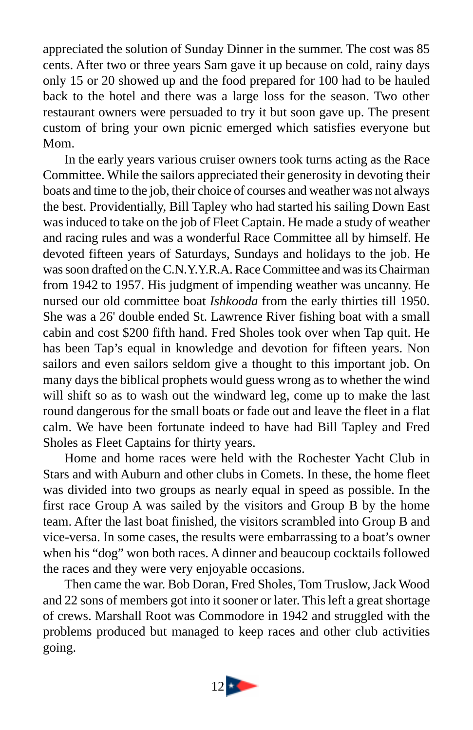appreciated the solution of Sunday Dinner in the summer. The cost was 85 cents. After two or three years Sam gave it up because on cold, rainy days only 15 or 20 showed up and the food prepared for 100 had to be hauled back to the hotel and there was a large loss for the season. Two other restaurant owners were persuaded to try it but soon gave up. The present custom of bring your own picnic emerged which satisfies everyone but Mom.

In the early years various cruiser owners took turns acting as the Race Committee. While the sailors appreciated their generosity in devoting their boats and time to the job, their choice of courses and weather was not always the best. Providentially, Bill Tapley who had started his sailing Down East was induced to take on the job of Fleet Captain. He made a study of weather and racing rules and was a wonderful Race Committee all by himself. He devoted fifteen years of Saturdays, Sundays and holidays to the job. He was soon drafted on the C.N.Y.Y.R.A. Race Committee and was its Chairman from 1942 to 1957. His judgment of impending weather was uncanny. He nursed our old committee boat *Ishkooda* from the early thirties till 1950. She was a 26' double ended St. Lawrence River fishing boat with a small cabin and cost $200 fifth hand. Fred Sholes took over when Tap quit. He has been Tap's equal in knowledge and devotion for fifteen years. Non sailors and even sailors seldom give a thought to this important job. On many days the biblical prophets would guess wrong as to whether the wind will shift so as to wash out the windward leg, come up to make the last round dangerous for the small boats or fade out and leave the fleet in a flat calm. We have been fortunate indeed to have had Bill Tapley and Fred Sholes as Fleet Captains for thirty years.

Home and home races were held with the Rochester Yacht Club in Stars and with Auburn and other clubs in Comets. In these, the home fleet was divided into two groups as nearly equal in speed as possible. In the first race Group A was sailed by the visitors and Group B by the home team. After the last boat finished, the visitors scrambled into Group B and vice-versa. In some cases, the results were embarrassing to a boat's owner when his "dog" won both races. A dinner and beaucoup cocktails followed the races and they were very enjoyable occasions.

Then came the war. Bob Doran, Fred Sholes, Tom Truslow, Jack Wood and 22 sons of members got into it sooner or later. This left a great shortage of crews. Marshall Root was Commodore in 1942 and struggled with the problems produced but managed to keep races and other club activities going.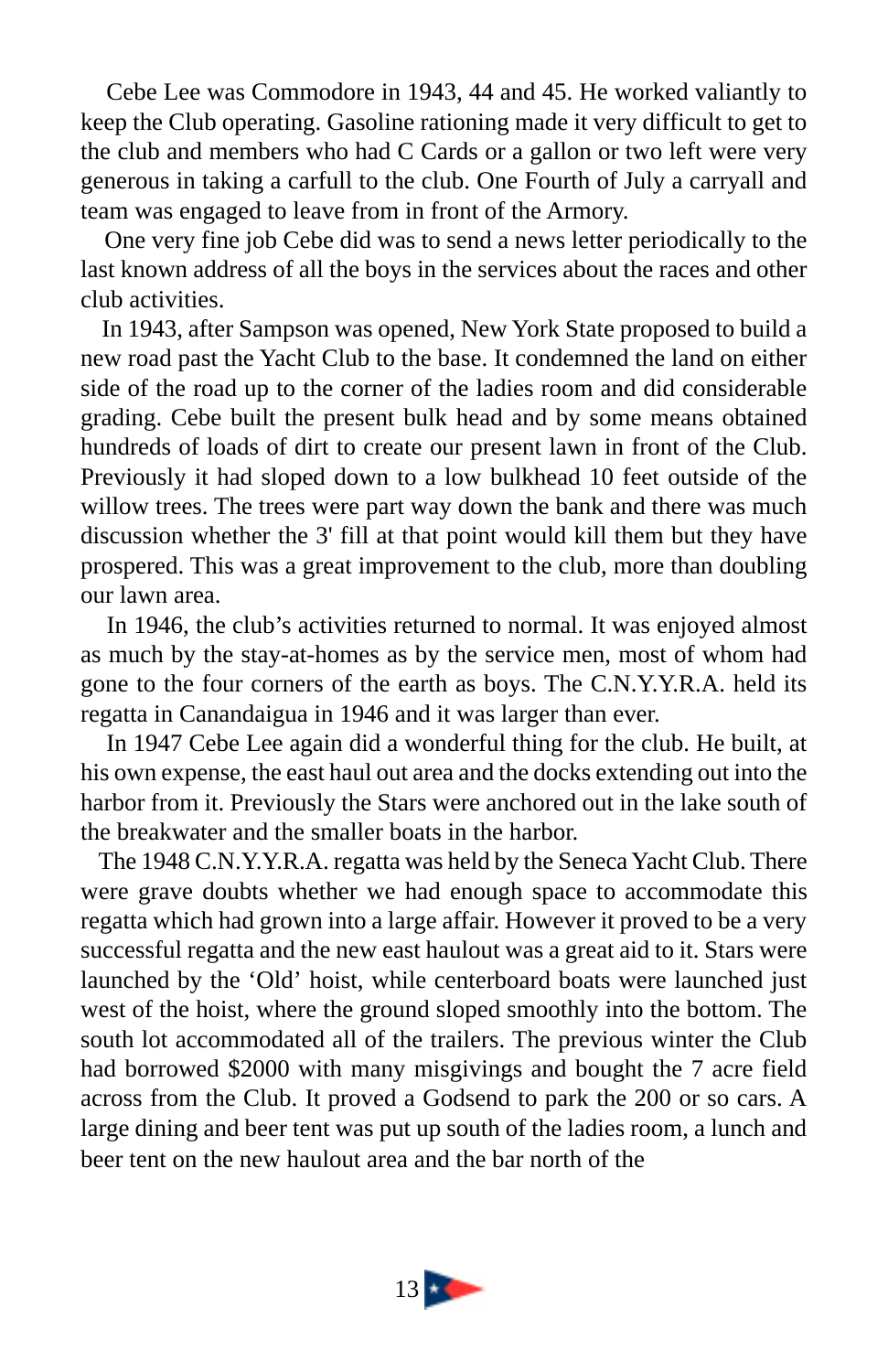Cebe Lee was Commodore in 1943, 44 and 45. He worked valiantly to keep the Club operating. Gasoline rationing made it very difficult to get to the club and members who had C Cards or a gallon or two left were very generous in taking a carfull to the club. One Fourth of July a carryall and team was engaged to leave from in front of the Armory.

One very fine job Cebe did was to send a news letter periodically to the last known address of all the boys in the services about the races and other club activities.

In 1943, after Sampson was opened, New York State proposed to build a new road past the Yacht Club to the base. It condemned the land on either side of the road up to the corner of the ladies room and did considerable grading. Cebe built the present bulk head and by some means obtained hundreds of loads of dirt to create our present lawn in front of the Club. Previously it had sloped down to a low bulkhead 10 feet outside of the willow trees. The trees were part way down the bank and there was much discussion whether the 3' fill at that point would kill them but they have prospered. This was a great improvement to the club, more than doubling our lawn area.

In 1946, the club's activities returned to normal. It was enjoyed almost as much by the stay-at-homes as by the service men, most of whom had gone to the four corners of the earth as boys. The C.N.Y.Y.R.A. held its regatta in Canandaigua in 1946 and it was larger than ever.

In 1947 Cebe Lee again did a wonderful thing for the club. He built, at his own expense, the east haul out area and the docks extending out into the harbor from it. Previously the Stars were anchored out in the lake south of the breakwater and the smaller boats in the harbor.

The 1948 C.N.Y.Y.R.A. regatta was held by the Seneca Yacht Club. There were grave doubts whether we had enough space to accommodate this regatta which had grown into a large affair. However it proved to be a very successful regatta and the new east haulout was a great aid to it. Stars were launched by the 'Old' hoist, while centerboard boats were launched just west of the hoist, where the ground sloped smoothly into the bottom. The south lot accommodated all of the trailers. The previous winter the Club had borrowed $2000 with many misgivings and bought the 7 acre field across from the Club. It proved a Godsend to park the 200 or so cars. A large dining and beer tent was put up south of the ladies room, a lunch and beer tent on the new haulout area and the bar north of the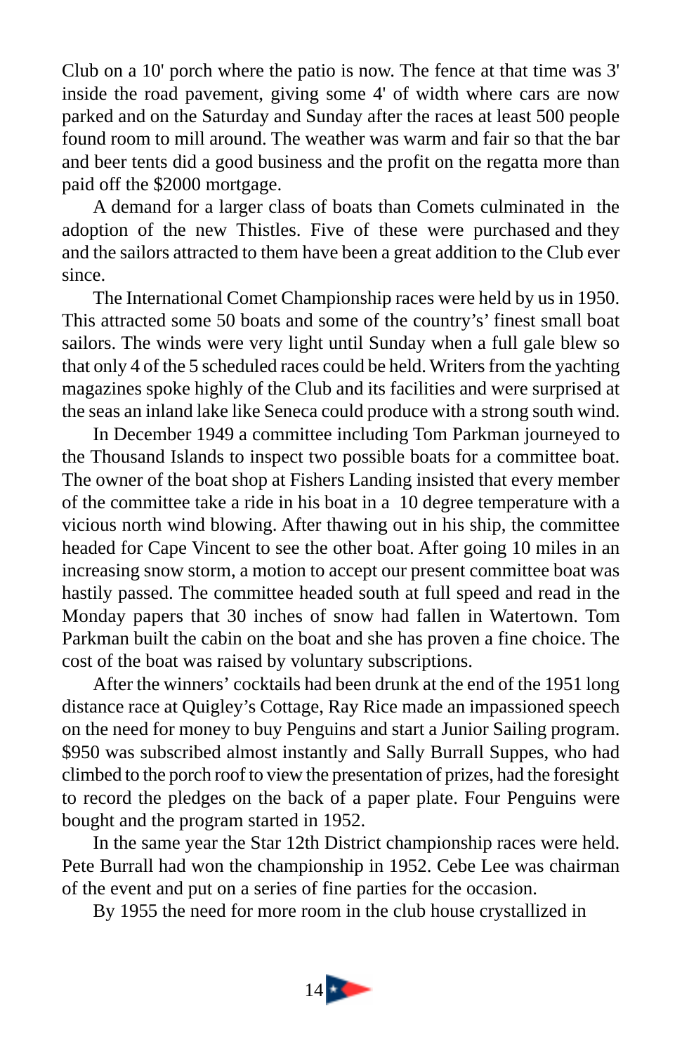Club on a 10' porch where the patio is now. The fence at that time was 3' inside the road pavement, giving some 4' of width where cars are now parked and on the Saturday and Sunday after the races at least 500 people found room to mill around. The weather was warm and fair so that the bar and beer tents did a good business and the profit on the regatta more than paid off the $2000 mortgage.

A demand for a larger class of boats than Comets culminated in the adoption of the new Thistles. Five of these were purchased and they and the sailors attracted to them have been a great addition to the Club ever since.

The International Comet Championship races were held by us in 1950. This attracted some 50 boats and some of the country's' finest small boat sailors. The winds were very light until Sunday when a full gale blew so that only 4 of the 5 scheduled races could be held. Writers from the yachting magazines spoke highly of the Club and its facilities and were surprised at the seas an inland lake like Seneca could produce with a strong south wind.

In December 1949 a committee including Tom Parkman journeyed to the Thousand Islands to inspect two possible boats for a committee boat. The owner of the boat shop at Fishers Landing insisted that every member of the committee take a ride in his boat in a 10 degree temperature with a vicious north wind blowing. After thawing out in his ship, the committee headed for Cape Vincent to see the other boat. After going 10 miles in an increasing snow storm, a motion to accept our present committee boat was hastily passed. The committee headed south at full speed and read in the Monday papers that 30 inches of snow had fallen in Watertown. Tom Parkman built the cabin on the boat and she has proven a fine choice. The cost of the boat was raised by voluntary subscriptions.

After the winners' cocktails had been drunk at the end of the 1951 long distance race at Quigley's Cottage, Ray Rice made an impassioned speech on the need for money to buy Penguins and start a Junior Sailing program. $950 was subscribed almost instantly and Sally Burrall Suppes, who had climbed to the porch roof to view the presentation of prizes, had the foresight to record the pledges on the back of a paper plate. Four Penguins were bought and the program started in 1952.

In the same year the Star 12th District championship races were held. Pete Burrall had won the championship in 1952. Cebe Lee was chairman of the event and put on a series of fine parties for the occasion.

By 1955 the need for more room in the club house crystallized in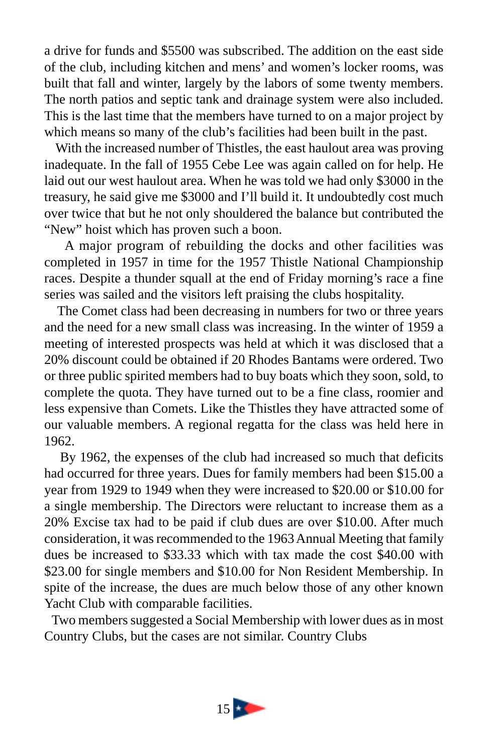a drive for funds and $5500 was subscribed. The addition on the east side of the club, including kitchen and mens' and women's locker rooms, was built that fall and winter, largely by the labors of some twenty members. The north patios and septic tank and drainage system were also included. This is the last time that the members have turned to on a major project by which means so many of the club's facilities had been built in the past.

With the increased number of Thistles, the east haulout area was proving inadequate. In the fall of 1955 Cebe Lee was again called on for help. He laid out our west haulout area. When he was told we had only $3000 in the treasury, he said give me $3000 and I'll build it. It undoubtedly cost much over twice that but he not only shouldered the balance but contributed the "New" hoist which has proven such a boon.

A major program of rebuilding the docks and other facilities was completed in 1957 in time for the 1957 Thistle National Championship races. Despite a thunder squall at the end of Friday morning's race a fine series was sailed and the visitors left praising the clubs hospitality.

The Comet class had been decreasing in numbers for two or three years and the need for a new small class was increasing. In the winter of 1959 a meeting of interested prospects was held at which it was disclosed that a 20% discount could be obtained if 20 Rhodes Bantams were ordered. Two or three public spirited members had to buy boats which they soon, sold, to complete the quota. They have turned out to be a fine class, roomier and less expensive than Comets. Like the Thistles they have attracted some of our valuable members. A regional regatta for the class was held here in 1962.

By 1962, the expenses of the club had increased so much that deficits had occurred for three years. Dues for family members had been $15.00 a year from 1929 to 1949 when they were increased to $20.00 or $10.00 for a single membership. The Directors were reluctant to increase them as a 20% Excise tax had to be paid if club dues are over $10.00. After much consideration, it was recommended to the 1963 Annual Meeting that family dues be increased to $33.33 which with tax made the cost $40.00 with $23.00 for single members and $10.00 for Non Resident Membership. In spite of the increase, the dues are much below those of any other known Yacht Club with comparable facilities.

Two members suggested a Social Membership with lower dues as in most Country Clubs, but the cases are not similar. Country Clubs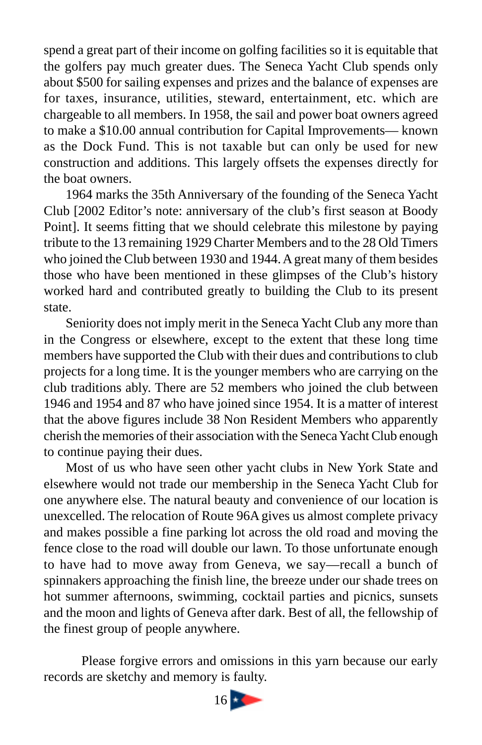spend a great part of their income on golfing facilities so it is equitable that the golfers pay much greater dues. The Seneca Yacht Club spends only about $500 for sailing expenses and prizes and the balance of expenses are for taxes, insurance, utilities, steward, entertainment, etc. which are chargeable to all members. In 1958, the sail and power boat owners agreed to make a $10.00 annual contribution for Capital Improvements— known as the Dock Fund. This is not taxable but can only be used for new construction and additions. This largely offsets the expenses directly for the boat owners.

1964 marks the 35th Anniversary of the founding of the Seneca Yacht Club [2002 Editor's note: anniversary of the club's first season at Boody Point]. It seems fitting that we should celebrate this milestone by paying tribute to the 13 remaining 1929 Charter Members and to the 28 Old Timers who joined the Club between 1930 and 1944. A great many of them besides those who have been mentioned in these glimpses of the Club's history worked hard and contributed greatly to building the Club to its present state.

Seniority does not imply merit in the Seneca Yacht Club any more than in the Congress or elsewhere, except to the extent that these long time members have supported the Club with their dues and contributions to club projects for a long time. It is the younger members who are carrying on the club traditions ably. There are 52 members who joined the club between 1946 and 1954 and 87 who have joined since 1954. It is a matter of interest that the above figures include 38 Non Resident Members who apparently cherish the memories of their association with the Seneca Yacht Club enough to continue paying their dues.

Most of us who have seen other yacht clubs in New York State and elsewhere would not trade our membership in the Seneca Yacht Club for one anywhere else. The natural beauty and convenience of our location is unexcelled. The relocation of Route 96A gives us almost complete privacy and makes possible a fine parking lot across the old road and moving the fence close to the road will double our lawn. To those unfortunate enough to have had to move away from Geneva, we say—recall a bunch of spinnakers approaching the finish line, the breeze under our shade trees on hot summer afternoons, swimming, cocktail parties and picnics, sunsets and the moon and lights of Geneva after dark. Best of all, the fellowship of the finest group of people anywhere.

Please forgive errors and omissions in this yarn because our early records are sketchy and memory is faulty.